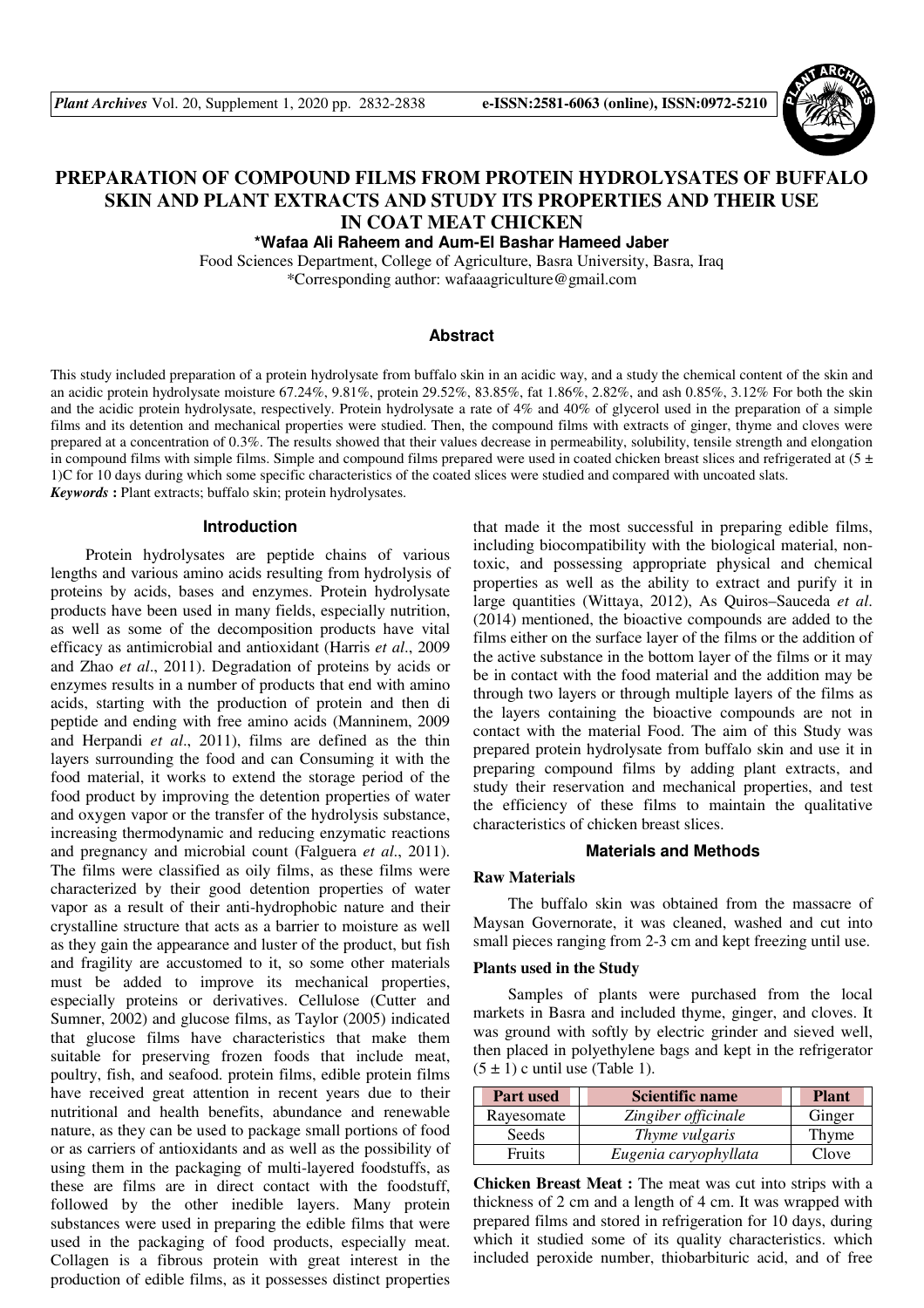# PREPARATION OF COMPOUND FILMS FROM PROTEIN HYDROLYSATES OF BUFFALO SKIN AND PLANT EXTRACTS AND STUDY ITS PROPERTIES AND THEIR USE IN COAT MEAT CHICKEN

**\*Wafaa Ali Raheem and Aum-El Bashar Hameed Jaber**

Food Sciences Department, College of Agriculture, Basra University, Basra, Iraq

\*Corresponding author: wafaaagriculture@gmail.com

## Abstract

This study included preparation of a protein hydrolysate from buffalo skin in an acidic way, and a study the chemical content of the skin and an acidic protein hydrolysate moisture 67.24%, 9.81%, protein 29.52%, 83.85%, fat 1.86%, 2.82%, and ash 0.85%, 3.12% For both the skin and the acidic protein hydrolysate, respectively. Protein hydrolysate a rate of 4% and 40% of glycerol used in the preparation of a simple films and its detention and mechanical properties were studied. Then, the compound films with extracts of ginger, thyme and cloves were prepared at a concentration of 0.3%. The results showed that their values decrease in permeability, solubility, tensile strength and elongation in compound films with simple films. Simple and compound films prepared were used in coated chicken breast slices and refrigerated at (5 ± 1)C for 10 days during which some specific characteristics of the coated slices were studied and compared with uncoated slats.

***Keywords*** **:** Plant extracts; buffalo skin; protein hydrolysates.

## Introduction

Protein hydrolysates are peptide chains of various lengths and various amino acids resulting from hydrolysis of proteins by acids, bases and enzymes. Protein hydrolysate products have been used in many fields, especially nutrition, as well as some of the decomposition products have vital efficacy as antimicrobial and antioxidant (Harris *et al*., 2009 and Zhao *et al*., 2011). Degradation of proteins by acids or enzymes results in a number of products that end with amino acids, starting with the production of protein and then di peptide and ending with free amino acids (Manninem, 2009 and Herpandi *et al*., 2011), films are defined as the thin layers surrounding the food and can Consuming it with the food material, it works to extend the storage period of the food product by improving the detention properties of water and oxygen vapor or the transfer of the hydrolysis substance, increasing thermodynamic and reducing enzymatic reactions and pregnancy and microbial count (Falguera *et al*., 2011). The films were classified as oily films, as these films were characterized by their good detention properties of water vapor as a result of their anti-hydrophobic nature and their crystalline structure that acts as a barrier to moisture as well as they gain the appearance and luster of the product, but fish and fragility are accustomed to it, so some other materials must be added to improve its mechanical properties, especially proteins or derivatives. Cellulose (Cutter and Sumner, 2002) and glucose films, as Taylor (2005) indicated that glucose films have characteristics that make them suitable for preserving frozen foods that include meat, poultry, fish, and seafood. protein films, edible protein films have received great attention in recent years due to their nutritional and health benefits, abundance and renewable nature, as they can be used to package small portions of food or as carriers of antioxidants and as well as the possibility of using them in the packaging of multi-layered foodstuffs, as these are films are in direct contact with the foodstuff, followed by the other inedible layers. Many protein substances were used in preparing the edible films that were used in the packaging of food products, especially meat. Collagen is a fibrous protein with great interest in the production of edible films, as it possesses distinct properties that made it the most successful in preparing edible films, including biocompatibility with the biological material, non-toxic, and possessing appropriate physical and chemical properties as well as the ability to extract and purify it in large quantities (Wittaya, 2012), As Quiros–Sauceda *et al*. (2014) mentioned, the bioactive compounds are added to the films either on the surface layer of the films or the addition of the active substance in the bottom layer of the films or it may be in contact with the food material and the addition may be through two layers or through multiple layers of the films as the layers containing the bioactive compounds are not in contact with the material Food. The aim of this Study was prepared protein hydrolysate from buffalo skin and use it in preparing compound films by adding plant extracts, and study their reservation and mechanical properties, and test the efficiency of these films to maintain the qualitative characteristics of chicken breast slices.

## Materials and Methods

### Raw Materials

The buffalo skin was obtained from the massacre of Maysan Governorate, it was cleaned, washed and cut into small pieces ranging from 2-3 cm and kept freezing until use.

### Plants used in the Study

Samples of plants were purchased from the local markets in Basra and included thyme, ginger, and cloves. It was ground with softly by electric grinder and sieved well, then placed in polyethylene bags and kept in the refrigerator (5 ± 1) c until use (Table 1).

| Part used | Scientific name | Plant |
|---|---|---|
| Rayesomate | *Zingiber officinale* | Ginger |
| Seeds | *Thyme vulgaris* | Thyme |
| Fruits | *Eugenia caryophyllata* | Clove |

**Chicken Breast Meat :** The meat was cut into strips with a thickness of 2 cm and a length of 4 cm. It was wrapped with prepared films and stored in refrigeration for 10 days, during which it studied some of its quality characteristics. which included peroxide number, thiobarbituric acid, and of free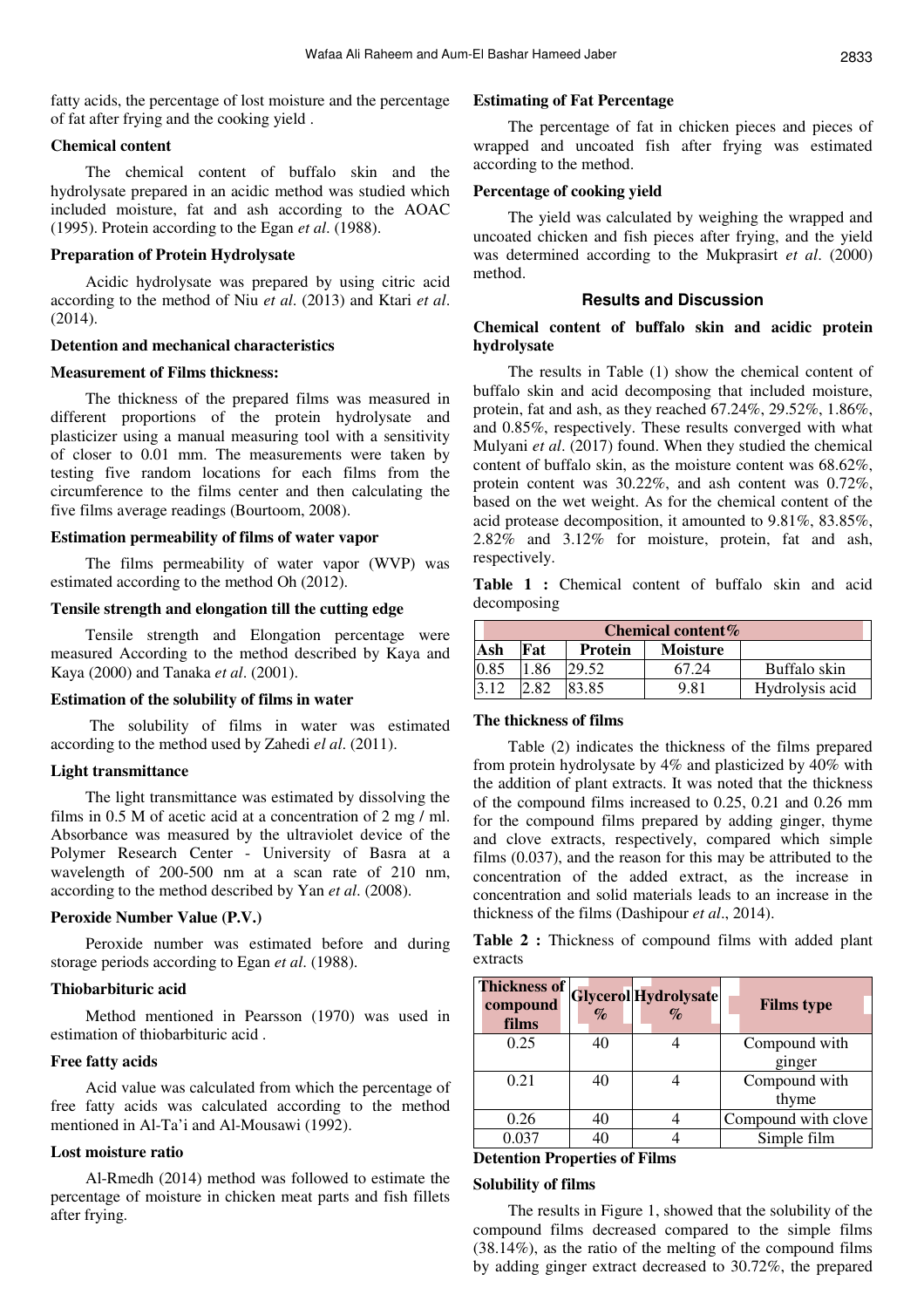fatty acids, the percentage of lost moisture and the percentage of fat after frying and the cooking yield .

### Chemical content

The chemical content of buffalo skin and the hydrolysate prepared in an acidic method was studied which included moisture, fat and ash according to the AOAC (1995). Protein according to the Egan *et al*. (1988).

### Preparation of Protein Hydrolysate

Acidic hydrolysate was prepared by using citric acid according to the method of Niu *et al*. (2013) and Ktari *et al*. (2014).

### Detention and mechanical characteristics

### Measurement of Films thickness:

The thickness of the prepared films was measured in different proportions of the protein hydrolysate and plasticizer using a manual measuring tool with a sensitivity of closer to 0.01 mm. The measurements were taken by testing five random locations for each films from the circumference to the films center and then calculating the five films average readings (Bourtoom, 2008).

### Estimation permeability of films of water vapor

The films permeability of water vapor (WVP) was estimated according to the method Oh (2012).

### Tensile strength and elongation till the cutting edge

Tensile strength and Elongation percentage were measured According to the method described by Kaya and Kaya (2000) and Tanaka *et al*. (2001).

### Estimation of the solubility of films in water

The solubility of films in water was estimated according to the method used by Zahedi *el al*. (2011).

### Light transmittance

The light transmittance was estimated by dissolving the films in 0.5 M of acetic acid at a concentration of 2 mg / ml. Absorbance was measured by the ultraviolet device of the Polymer Research Center - University of Basra at a wavelength of 200-500 nm at a scan rate of 210 nm, according to the method described by Yan *et al*. (2008).

### Peroxide Number Value (P.V.)

Peroxide number was estimated before and during storage periods according to Egan *et al*. (1988).

### Thiobarbituric acid

Method mentioned in Pearsson (1970) was used in estimation of thiobarbituric acid .

### Free fatty acids

Acid value was calculated from which the percentage of free fatty acids was calculated according to the method mentioned in Al-Ta'i and Al-Mousawi (1992).

### Lost moisture ratio

Al-Rmedh (2014) method was followed to estimate the percentage of moisture in chicken meat parts and fish fillets after frying.

### Estimating of Fat Percentage

The percentage of fat in chicken pieces and pieces of wrapped and uncoated fish after frying was estimated according to the method.

### Percentage of cooking yield

The yield was calculated by weighing the wrapped and uncoated chicken and fish pieces after frying, and the yield was determined according to the Mukprasirt *et al*. (2000) method.

## Results and Discussion

### Chemical content of buffalo skin and acidic protein hydrolysate

The results in Table (1) show the chemical content of buffalo skin and acid decomposing that included moisture, protein, fat and ash, as they reached 67.24%, 29.52%, 1.86%, and 0.85%, respectively. These results converged with what Mulyani *et al*. (2017) found. When they studied the chemical content of buffalo skin, as the moisture content was 68.62%, protein content was 30.22%, and ash content was 0.72%, based on the wet weight. As for the chemical content of the acid protease decomposition, it amounted to 9.81%, 83.85%, 2.82% and 3.12% for moisture, protein, fat and ash, respectively.

**Table 1 :** Chemical content of buffalo skin and acid decomposing

| Chemical content% | | | | |
|---|---|---|---|---|
| Ash | Fat | Protein | Moisture | |
| 0.85 | 1.86 | 29.52 | 67.24 | Buffalo skin |
| 3.12 | 2.82 | 83.85 | 9.81 | Hydrolysis acid |

### The thickness of films

Table (2) indicates the thickness of the films prepared from protein hydrolysate by 4% and plasticized by 40% with the addition of plant extracts. It was noted that the thickness of the compound films increased to 0.25, 0.21 and 0.26 mm for the compound films prepared by adding ginger, thyme and clove extracts, respectively, compared which simple films (0.037), and the reason for this may be attributed to the concentration of the added extract, as the increase in concentration and solid materials leads to an increase in the thickness of the films (Dashipour *et al*., 2014).

**Table 2 :** Thickness of compound films with added plant extracts

| Thickness of compound films | Glycerol % | Hydrolysate % | Films type |
|---|---|---|---|
| 0.25 | 40 | 4 | Compound with ginger |
| 0.21 | 40 | 4 | Compound with thyme |
| 0.26 | 40 | 4 | Compound with clove |
| 0.037 | 40 | 4 | Simple film |

### Detention Properties of Films

### Solubility of films

The results in Figure 1, showed that the solubility of the compound films decreased compared to the simple films (38.14%), as the ratio of the melting of the compound films by adding ginger extract decreased to 30.72%, the prepared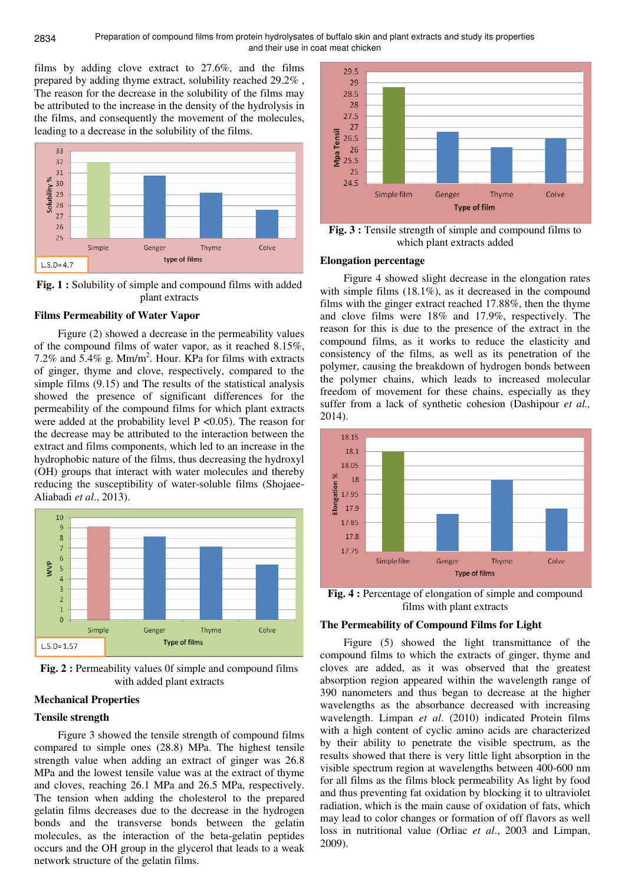films by adding clove extract to 27.6%, and the films prepared by adding thyme extract, solubility reached 29.2% , The reason for the decrease in the solubility of the films may be attributed to the increase in the density of the hydrolysis in the films, and consequently the movement of the molecules, leading to a decrease in the solubility of the films.

**Fig. 1 :** Solubility of simple and compound films with added plant extracts

### Films Permeability of Water Vapor

Figure (2) showed a decrease in the permeability values of the compound films of water vapor, as it reached 8.15%, 7.2% and 5.4% g. Mm/m$^2$. Hour. KPa for films with extracts of ginger, thyme and clove, respectively, compared to the simple films (9.15) and The results of the statistical analysis showed the presence of significant differences for the permeability of the compound films for which plant extracts were added at the probability level P <0.05). The reason for the decrease may be attributed to the interaction between the extract and films components, which led to an increase in the hydrophobic nature of the films, thus decreasing the hydroxyl (OH) groups that interact with water molecules and thereby reducing the susceptibility of water-soluble films (Shojaee-Aliabadi *et al*., 2013).

**Fig. 2 :** Permeability values 0f simple and compound films with added plant extracts

### Mechanical Properties

### Tensile strength

Figure 3 showed the tensile strength of compound films compared to simple ones (28.8) MPa. The highest tensile strength value when adding an extract of ginger was 26.8 MPa and the lowest tensile value was at the extract of thyme and cloves, reaching 26.1 MPa and 26.5 MPa, respectively. The tension when adding the cholesterol to the prepared gelatin films decreases due to the decrease in the hydrogen bonds and the transverse bonds between the gelatin molecules, as the interaction of the beta-gelatin peptides occurs and the OH group in the glycerol that leads to a weak network structure of the gelatin films.

**Fig. 3 :** Tensile strength of simple and compound films to which plant extracts added

### Elongation percentage

Figure 4 showed slight decrease in the elongation rates with simple films (18.1%), as it decreased in the compound films with the ginger extract reached 17.88%, then the thyme and clove films were 18% and 17.9%, respectively. The reason for this is due to the presence of the extract in the compound films, as it works to reduce the elasticity and consistency of the films, as well as its penetration of the polymer, causing the breakdown of hydrogen bonds between the polymer chains, which leads to increased molecular freedom of movement for these chains, especially as they suffer from a lack of synthetic cohesion (Dashipour *et al.,* 2014).

**Fig. 4 :** Percentage of elongation of simple and compound films with plant extracts

### The Permeability of Compound Films for Light

Figure (5) showed the light transmittance of the compound films to which the extracts of ginger, thyme and cloves are added, as it was observed that the greatest absorption region appeared within the wavelength range of 390 nanometers and thus began to decrease at the higher wavelengths as the absorbance decreased with increasing wavelength. Limpan *et al*. (2010) indicated Protein films with a high content of cyclic amino acids are characterized by their ability to penetrate the visible spectrum, as the results showed that there is very little light absorption in the visible spectrum region at wavelengths between 400-600 nm for all films as the films block permeability As light by food and thus preventing fat oxidation by blocking it to ultraviolet radiation, which is the main cause of oxidation of fats, which may lead to color changes or formation of off flavors as well loss in nutritional value (Orliac *et al*., 2003 and Limpan, 2009).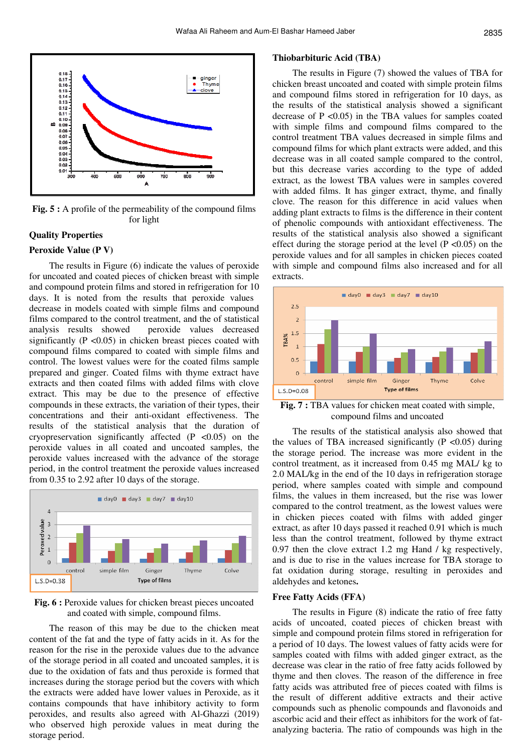**Fig. 5 :** A profile of the permeability of the compound films for light

### Quality Properties

### Peroxide Value (P V)

The results in Figure (6) indicate the values of peroxide for uncoated and coated pieces of chicken breast with simple and compound protein films and stored in refrigeration for 10 days. It is noted from the results that peroxide values decrease in models coated with simple films and compound films compared to the control treatment, and the of statistical analysis results showed peroxide values decreased significantly ($P < 0.05$) in chicken breast pieces coated with compound films compared to coated with simple films and control. The lowest values were for the coated films sample prepared and ginger. Coated films with thyme extract have extracts and then coated films with added films with clove extract. This may be due to the presence of effective compounds in these extracts, the variation of their types, their concentrations and their anti-oxidant effectiveness. The results of the statistical analysis that the duration of cryopreservation significantly affected ($P < 0.05$) on the peroxide values in all coated and uncoated samples, the peroxide values increased with the advance of the storage period, in the control treatment the peroxide values increased from 0.35 to 2.92 after 10 days of the storage.

**Fig. 6 :** Peroxide values for chicken breast pieces uncoated and coated with simple, compound films.

The reason of this may be due to the chicken meat content of the fat and the type of fatty acids in it. As for the reason for the rise in the peroxide values due to the advance of the storage period in all coated and uncoated samples, it is due to the oxidation of fats and thus peroxide is formed that increases during the storage period but the covers with which the extracts were added have lower values in Peroxide, as it contains compounds that have inhibitory activity to form peroxides, and results also agreed with Al-Ghazzi (2019) who observed high peroxide values in meat during the storage period.

### Thiobarbituric Acid (TBA)

The results in Figure (7) showed the values of TBA for chicken breast uncoated and coated with simple protein films and compound films stored in refrigeration for 10 days, as the results of the statistical analysis showed a significant decrease of $P < 0.05$) in the TBA values for coated samples with simple films and compound films compared to the control treatment TBA values decreased in simple films and compound films for which plant extracts were added, and this decrease was in all coated sample compared to the control, but this decrease varies according to the type of added extract, as the lowest TBA values were in samples covered with added films. It has ginger extract, thyme, and finally clove. The reason for this difference in acid values when adding plant extracts to films is the difference in their content of phenolic compounds with antioxidant effectiveness. The results of the statistical analysis also showed a significant effect during the storage period at the level ($P < 0.05$) on the peroxide values and for all samples in chicken pieces coated with simple and compound films also increased and for all extracts.

**Fig. 7 :** TBA values for chicken meat coated with simple, compound films and uncoated

The results of the statistical analysis also showed that the values of TBA increased significantly ($P < 0.05$) during the storage period. The increase was more evident in the control treatment, as it increased from 0.45 mg MAL/ kg to 2.0 MAL/kg in the end of the 10 days in refrigeration storage period, where samples coated with simple and compound films, the values in them increased, but the rise was lower compared to the control treatment, as the lowest values were in chicken pieces coated with films with added ginger extract, as after 10 days passed it reached 0.91 which is much less than the control treatment, followed by thyme extract 0.97 then the clove extract 1.2 mg Hand / kg respectively, and is due to rise in the values increase for TBA storage to fat oxidation during storage, resulting in peroxides and aldehydes and ketones**.**

### Free Fatty Acids (FFA)

The results in Figure (8) indicate the ratio of free fatty acids of uncoated, coated pieces of chicken breast with simple and compound protein films stored in refrigeration for a period of 10 days. The lowest values of fatty acids were for samples coated with films with added ginger extract, as the decrease was clear in the ratio of free fatty acids followed by thyme and then cloves. The reason of the difference in free fatty acids was attributed free of pieces coated with films is the result of different additive extracts and their active compounds such as phenolic compounds and flavonoids and ascorbic acid and their effect as inhibitors for the work of fat-analyzing bacteria. The ratio of compounds was high in the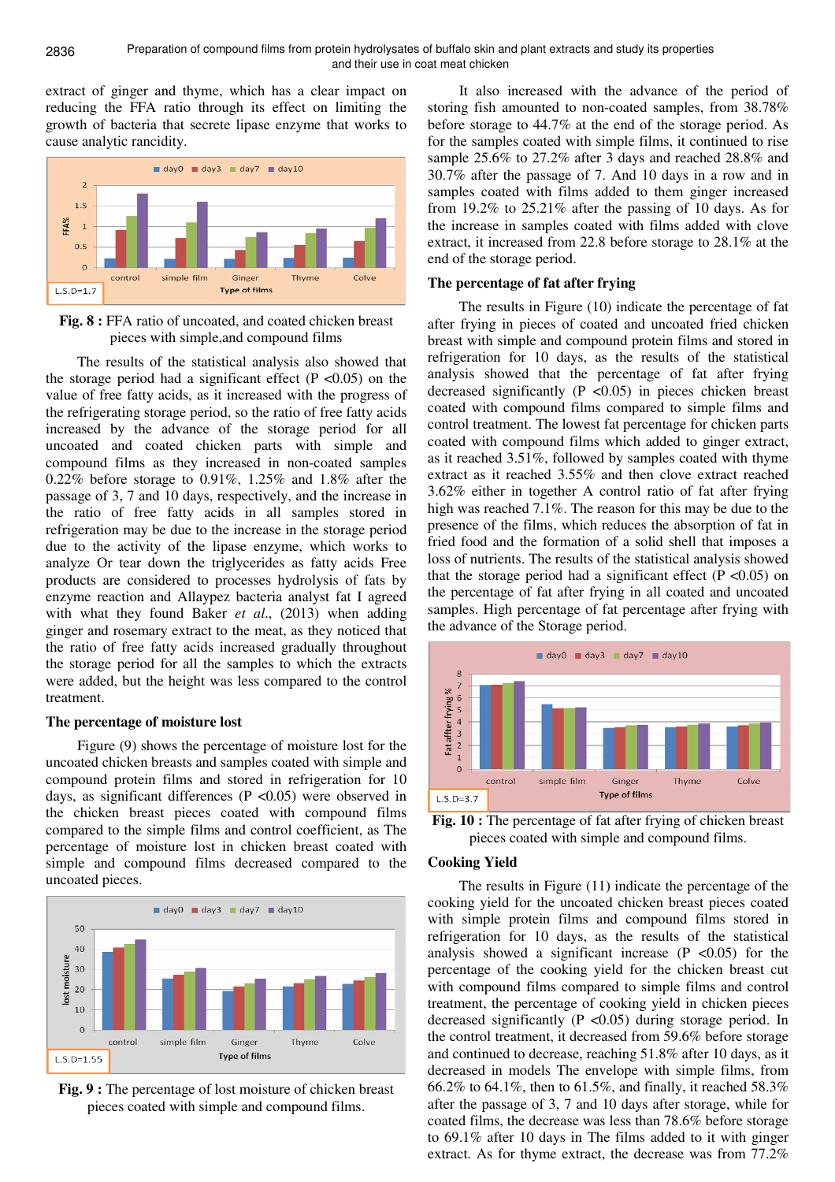extract of ginger and thyme, which has a clear impact on reducing the FFA ratio through its effect on limiting the growth of bacteria that secrete lipase enzyme that works to cause analytic rancidity.

**Fig. 8 :** FFA ratio of uncoated, and coated chicken breast pieces with simple,and compound films

The results of the statistical analysis also showed that the storage period had a significant effect (P <0.05) on the value of free fatty acids, as it increased with the progress of the refrigerating storage period, so the ratio of free fatty acids increased by the advance of the storage period for all uncoated and coated chicken parts with simple and compound films as they increased in non-coated samples 0.22% before storage to 0.91%, 1.25% and 1.8% after the passage of 3, 7 and 10 days, respectively, and the increase in the ratio of free fatty acids in all samples stored in refrigeration may be due to the increase in the storage period due to the activity of the lipase enzyme, which works to analyze Or tear down the triglycerides as fatty acids Free products are considered to processes hydrolysis of fats by enzyme reaction and Allaypez bacteria analyst fat I agreed with what they found Baker *et al*., (2013) when adding ginger and rosemary extract to the meat, as they noticed that the ratio of free fatty acids increased gradually throughout the storage period for all the samples to which the extracts were added, but the height was less compared to the control treatment.

### The percentage of moisture lost

Figure (9) shows the percentage of moisture lost for the uncoated chicken breasts and samples coated with simple and compound protein films and stored in refrigeration for 10 days, as significant differences (P <0.05) were observed in the chicken breast pieces coated with compound films compared to the simple films and control coefficient, as The percentage of moisture lost in chicken breast coated with simple and compound films decreased compared to the uncoated pieces.

**Fig. 9 :** The percentage of lost moisture of chicken breast pieces coated with simple and compound films.

It also increased with the advance of the period of storing fish amounted to non-coated samples, from 38.78% before storage to 44.7% at the end of the storage period. As for the samples coated with simple films, it continued to rise sample 25.6% to 27.2% after 3 days and reached 28.8% and 30.7% after the passage of 7. And 10 days in a row and in samples coated with films added to them ginger increased from 19.2% to 25.21% after the passing of 10 days. As for the increase in samples coated with films added with clove extract, it increased from 22.8 before storage to 28.1% at the end of the storage period.

### The percentage of fat after frying

The results in Figure (10) indicate the percentage of fat after frying in pieces of coated and uncoated fried chicken breast with simple and compound protein films and stored in refrigeration for 10 days, as the results of the statistical analysis showed that the percentage of fat after frying decreased significantly (P <0.05) in pieces chicken breast coated with compound films compared to simple films and control treatment. The lowest fat percentage for chicken parts coated with compound films which added to ginger extract, as it reached 3.51%, followed by samples coated with thyme extract as it reached 3.55% and then clove extract reached 3.62% either in together A control ratio of fat after frying high was reached 7.1%. The reason for this may be due to the presence of the films, which reduces the absorption of fat in fried food and the formation of a solid shell that imposes a loss of nutrients. The results of the statistical analysis showed that the storage period had a significant effect (P <0.05) on the percentage of fat after frying in all coated and uncoated samples. High percentage of fat percentage after frying with the advance of the Storage period.

**Fig. 10 :** The percentage of fat after frying of chicken breast pieces coated with simple and compound films.

### Cooking Yield

The results in Figure (11) indicate the percentage of the cooking yield for the uncoated chicken breast pieces coated with simple protein films and compound films stored in refrigeration for 10 days, as the results of the statistical analysis showed a significant increase (P <0.05) for the percentage of the cooking yield for the chicken breast cut with compound films compared to simple films and control treatment, the percentage of cooking yield in chicken pieces decreased significantly (P <0.05) during storage period. In the control treatment, it decreased from 59.6% before storage and continued to decrease, reaching 51.8% after 10 days, as it decreased in models The envelope with simple films, from 66.2% to 64.1%, then to 61.5%, and finally, it reached 58.3% after the passage of 3, 7 and 10 days after storage, while for coated films, the decrease was less than 78.6% before storage to 69.1% after 10 days in The films added to it with ginger extract. As for thyme extract, the decrease was from 77.2%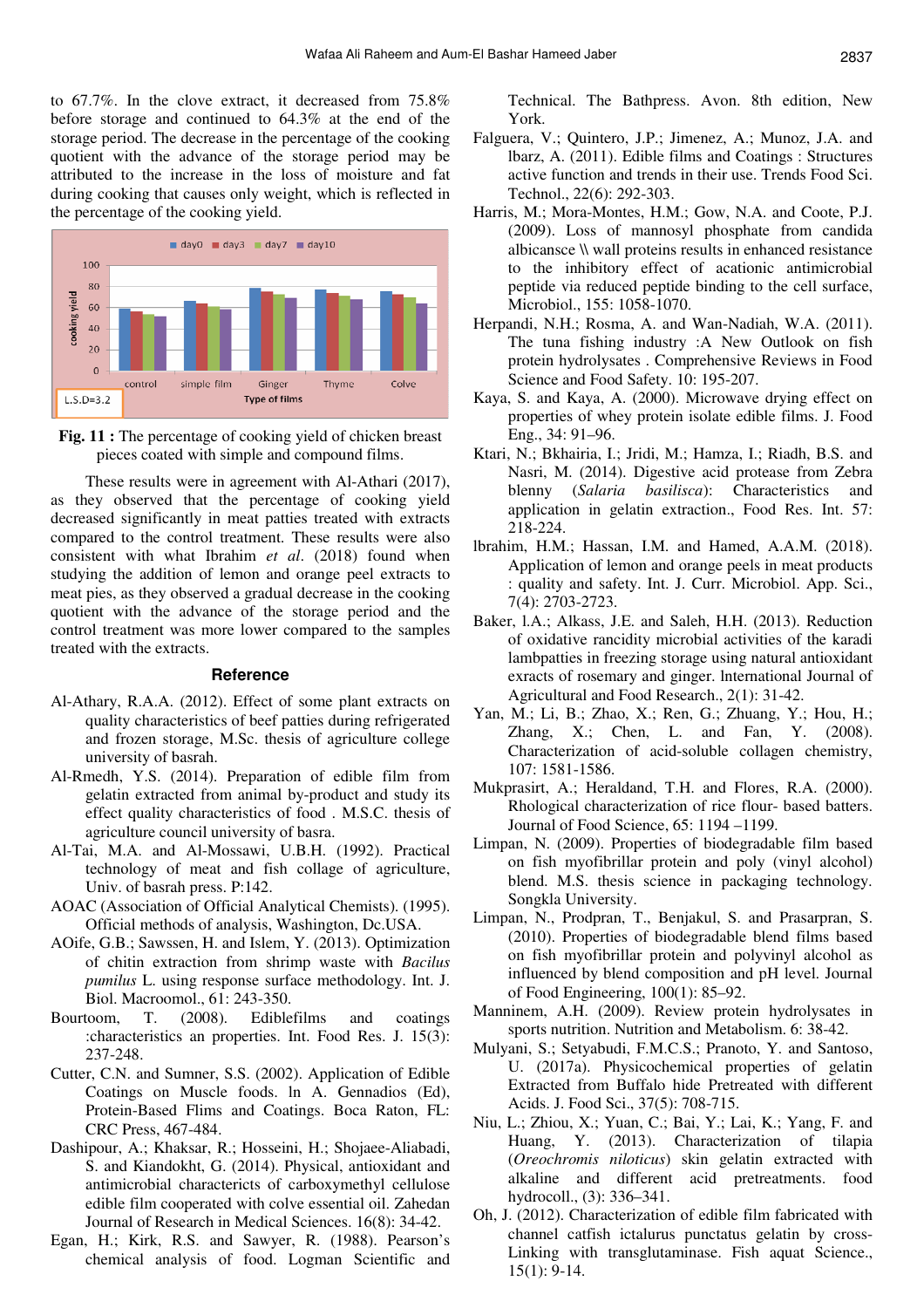to 67.7%. In the clove extract, it decreased from 75.8% before storage and continued to 64.3% at the end of the storage period. The decrease in the percentage of the cooking quotient with the advance of the storage period may be attributed to the increase in the loss of moisture and fat during cooking that causes only weight, which is reflected in the percentage of the cooking yield.

**Fig. 11 :** The percentage of cooking yield of chicken breast pieces coated with simple and compound films.

These results were in agreement with Al-Athari (2017), as they observed that the percentage of cooking yield decreased significantly in meat patties treated with extracts compared to the control treatment. These results were also consistent with what Ibrahim *et al*. (2018) found when studying the addition of lemon and orange peel extracts to meat pies, as they observed a gradual decrease in the cooking quotient with the advance of the storage period and the control treatment was more lower compared to the samples treated with the extracts.

## Reference

Al-Athary, R.A.A. (2012). Effect of some plant extracts on quality characteristics of beef patties during refrigerated and frozen storage, M.Sc. thesis of agriculture college university of basrah.

Al-Rmedh, Y.S. (2014). Preparation of edible film from gelatin extracted from animal by-product and study its effect quality characteristics of food . M.S.C. thesis of agriculture council university of basra.

Al-Tai, M.A. and Al-Mossawi, U.B.H. (1992). Practical technology of meat and fish collage of agriculture, Univ. of basrah press. P:142.

AOAC (Association of Official Analytical Chemists). (1995). Official methods of analysis, Washington, Dc.USA.

AOife, G.B.; Sawssen, H. and Islem, Y. (2013). Optimization of chitin extraction from shrimp waste with *Bacilus pumilus* L. using response surface methodology. Int. J. Biol. Macroomol., 61: 243-350.

Bourtoom, T. (2008). Ediblefilms and coatings :characteristics an properties. Int. Food Res. J. 15(3): 237-248.

Cutter, C.N. and Sumner, S.S. (2002). Application of Edible Coatings on Muscle foods. In A. Gennadios (Ed), Protein-Based Flims and Coatings. Boca Raton, FL: CRC Press, 467-484.

Dashipour, A.; Khaksar, R.; Hosseini, H.; Shojaee-Aliabadi, S. and Kiandokht, G. (2014). Physical, antioxidant and antimicrobial charactericts of carboxymethyl cellulose edible film cooperated with colve essential oil. Zahedan Journal of Research in Medical Sciences. 16(8): 34-42.

Egan, H.; Kirk, R.S. and Sawyer, R. (1988). Pearson's chemical analysis of food. Logman Scientific and Technical. The Bathpress. Avon. 8th edition, New York.

Falguera, V.; Quintero, J.P.; Jimenez, A.; Munoz, J.A. and Ibarz, A. (2011). Edible films and Coatings : Structures active function and trends in their use. Trends Food Sci. Technol., 22(6): 292-303.

Harris, M.; Mora-Montes, H.M.; Gow, N.A. and Coote, P.J. (2009). Loss of mannosyl phosphate from candida albicanse \\ wall proteins results in enhanced resistance to the inhibitory effect of acationic antimicrobial peptide via reduced peptide binding to the cell surface, Microbiol., 155: 1058-1070.

Herpandi, N.H.; Rosma, A. and Wan-Nadiah, W.A. (2011). The tuna fishing industry :A New Outlook on fish protein hydrolysates . Comprehensive Reviews in Food Science and Food Safety. 10: 195-207.

Kaya, S. and Kaya, A. (2000). Microwave drying effect on properties of whey protein isolate edible films. J. Food Eng., 34: 91–96.

Ktari, N.; Bkhairia, I.; Jridi, M.; Hamza, I.; Riadh, B.S. and Nasri, M. (2014). Digestive acid protease from Zebra blenny (*Salaria basilisca*): Characteristics and application in gelatin extraction., Food Res. Int. 57: 218-224.

Ibrahim, H.M.; Hassan, I.M. and Hamed, A.A.M. (2018). Application of lemon and orange peels in meat products : quality and safety. Int. J. Curr. Microbiol. App. Sci., 7(4): 2703-2723.

Baker, I.A.; Alkass, J.E. and Saleh, H.H. (2013). Reduction of oxidative rancidity microbial activities of the karadi lambpatties in freezing storage using natural antioxidant exracts of rosemary and ginger. International Journal of Agricultural and Food Research., 2(1): 31-42.

Yan, M.; Li, B.; Zhao, X.; Ren, G.; Zhuang, Y.; Hou, H.; Zhang, X.; Chen, L. and Fan, Y. (2008). Characterization of acid-soluble collagen chemistry, 107: 1581-1586.

Mukprasirt, A.; Heraldand, T.H. and Flores, R.A. (2000). Rhlogical characterization of rice flour- based batters. Journal of Food Science, 65: 1194 –1199.

Limpan, N. (2009). Properties of biodegradable film based on fish myofibrillar protein and poly (vinyl alcohol) blend. M.S. thesis science in packaging technology. Songkla University.

Limpan, N., Prodpran, T., Benjakul, S. and Prasarpran, S. (2010). Properties of biodegradable blend films based on fish myofibrillar protein and polyvinyl alcohol as influenced by blend composition and pH level. Journal of Food Engineering, 100(1): 85–92.

Manninem, A.H. (2009). Review protein hydrolysates in sports nutrition. Nutrition and Metabolism. 6: 38-42.

Mulyani, S.; Setyabudi, F.M.C.S.; Pranoto, Y. and Santoso, U. (2017a). Physicochemical properties of gelatin Extracted from Buffalo hide Pretreated with different Acids. J. Food Sci., 37(5): 708-715.

Niu, L.; Zhiou, X.; Yuan, C.; Bai, Y.; Lai, K.; Yang, F. and Huang, Y. (2013). Characterization of tilapia (*Oreochromis niloticus*) skin gelatin extracted with alkaline and different acid pretreatments. food hydrocoll., (3): 336–341.

Oh, J. (2012). Characterization of edible film fabricated with channel catfish ictalurus punctatus gelatin by cross-Linking with transglutaminase. Fish aquat Science., 15(1): 9-14.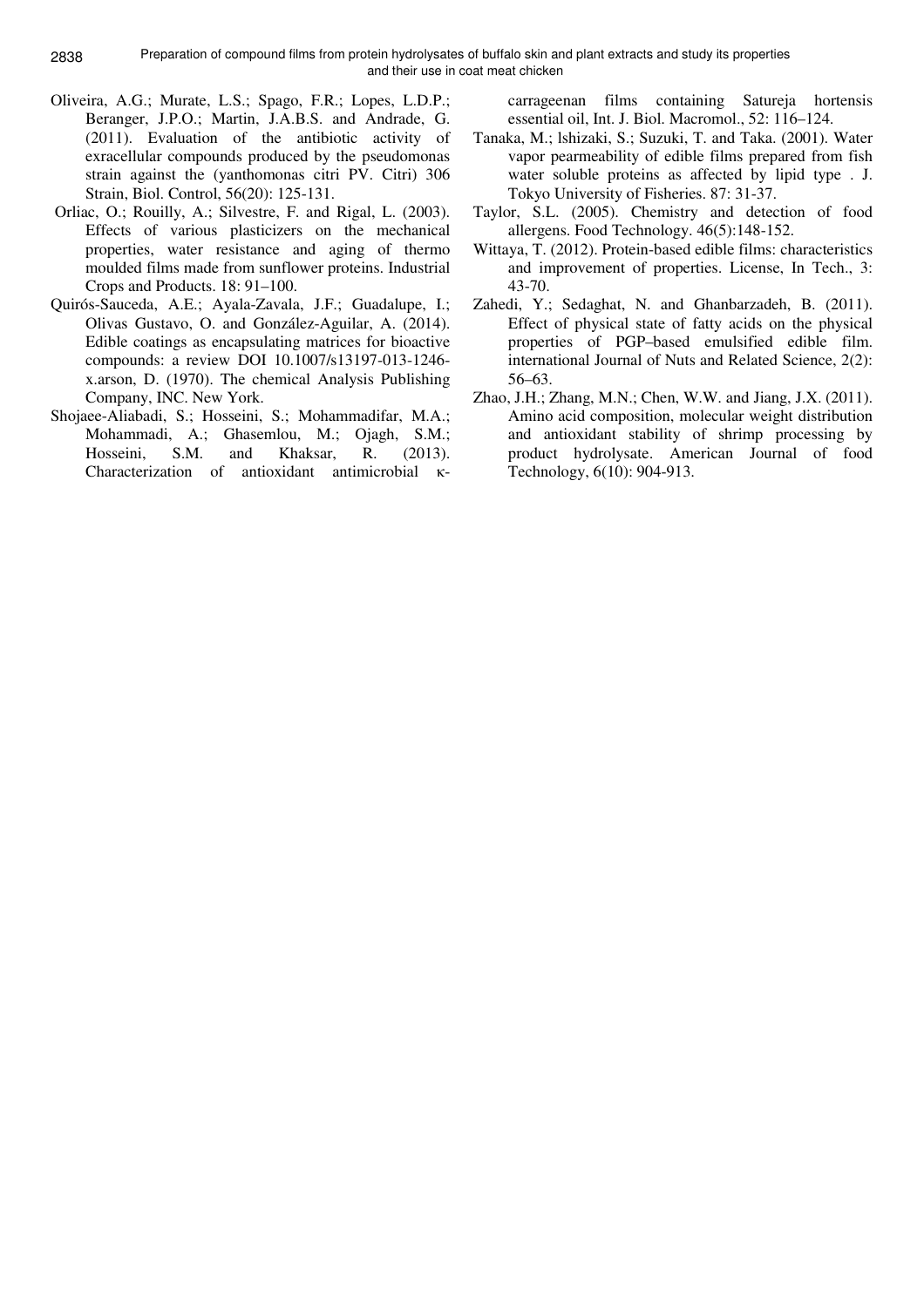Oliveira, A.G.; Murate, L.S.; Spago, F.R.; Lopes, L.D.P.; Beranger, J.P.O.; Martin, J.A.B.S. and Andrade, G. (2011). Evaluation of the antibiotic activity of exracellular compounds produced by the pseudomonas strain against the (yanthomonas citri PV. Citri) 306 Strain, Biol. Control, 56(20): 125-131.

Orliac, O.; Rouilly, A.; Silvestre, F. and Rigal, L. (2003). Effects of various plasticizers on the mechanical properties, water resistance and aging of thermo moulded films made from sunflower proteins. Industrial Crops and Products. 18: 91–100.

Quirós-Sauceda, A.E.; Ayala-Zavala, J.F.; Guadalupe, I.; Olivas Gustavo, O. and González-Aguilar, A. (2014). Edible coatings as encapsulating matrices for bioactive compounds: a review DOI 10.1007/s13197-013-1246-x.arson, D. (1970). The chemical Analysis Publishing Company, INC. New York.

Shojaee-Aliabadi, S.; Hosseini, S.; Mohammadifar, M.A.; Mohammadi, A.; Ghasemlou, M.; Ojagh, S.M.; Hosseini, S.M. and Khaksar, R. (2013). Characterization of antioxidant antimicrobial κ-carrageenan films containing Satureja hortensis essential oil, Int. J. Biol. Macromol., 52: 116–124.

Tanaka, M.; lshizaki, S.; Suzuki, T. and Taka. (2001). Water vapor pearmeability of edible films prepared from fish water soluble proteins as affected by lipid type . J. Tokyo University of Fisheries. 87: 31-37.

Taylor, S.L. (2005). Chemistry and detection of food allergens. Food Technology. 46(5):148-152.

Wittaya, T. (2012). Protein-based edible films: characteristics and improvement of properties. License, In Tech., 3: 43-70.

Zahedi, Y.; Sedaghat, N. and Ghanbarzadeh, B. (2011). Effect of physical state of fatty acids on the physical properties of PGP–based emulsified edible film. international Journal of Nuts and Related Science, 2(2): 56–63.

Zhao, J.H.; Zhang, M.N.; Chen, W.W. and Jiang, J.X. (2011). Amino acid composition, molecular weight distribution and antioxidant stability of shrimp processing by product hydrolysate. American Journal of food Technology, 6(10): 904-913.